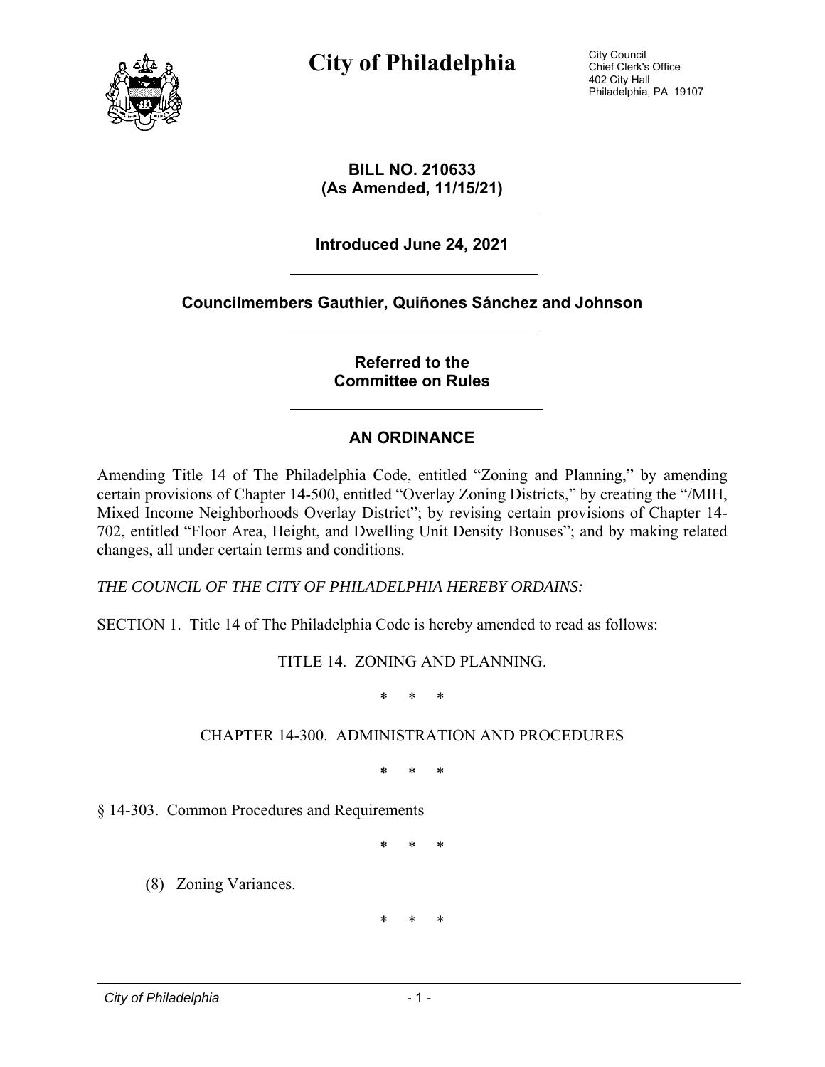# City of Philadelphia

City Council
Chief Clerk's Office
402 City Hall
Philadelphia, PA 19107

**BILL NO. 210633**
**(As Amended, 11/15/21)**

---

**Introduced June 24, 2021**

---

**Councilmembers Gauthier, Quiñones Sánchez and Johnson**

---

**Referred to the**
**Committee on Rules**

---

## AN ORDINANCE

Amending Title 14 of The Philadelphia Code, entitled "Zoning and Planning," by amending certain provisions of Chapter 14-500, entitled "Overlay Zoning Districts," by creating the "/MIH, Mixed Income Neighborhoods Overlay District"; by revising certain provisions of Chapter 14-702, entitled "Floor Area, Height, and Dwelling Unit Density Bonuses"; and by making related changes, all under certain terms and conditions.

*THE COUNCIL OF THE CITY OF PHILADELPHIA HEREBY ORDAINS:*

SECTION 1. Title 14 of The Philadelphia Code is hereby amended to read as follows:

TITLE 14. ZONING AND PLANNING.

\* \* \*

CHAPTER 14-300. ADMINISTRATION AND PROCEDURES

\* \* \*

§ 14-303. Common Procedures and Requirements

\* \* \*

(8) Zoning Variances.

\* \* \*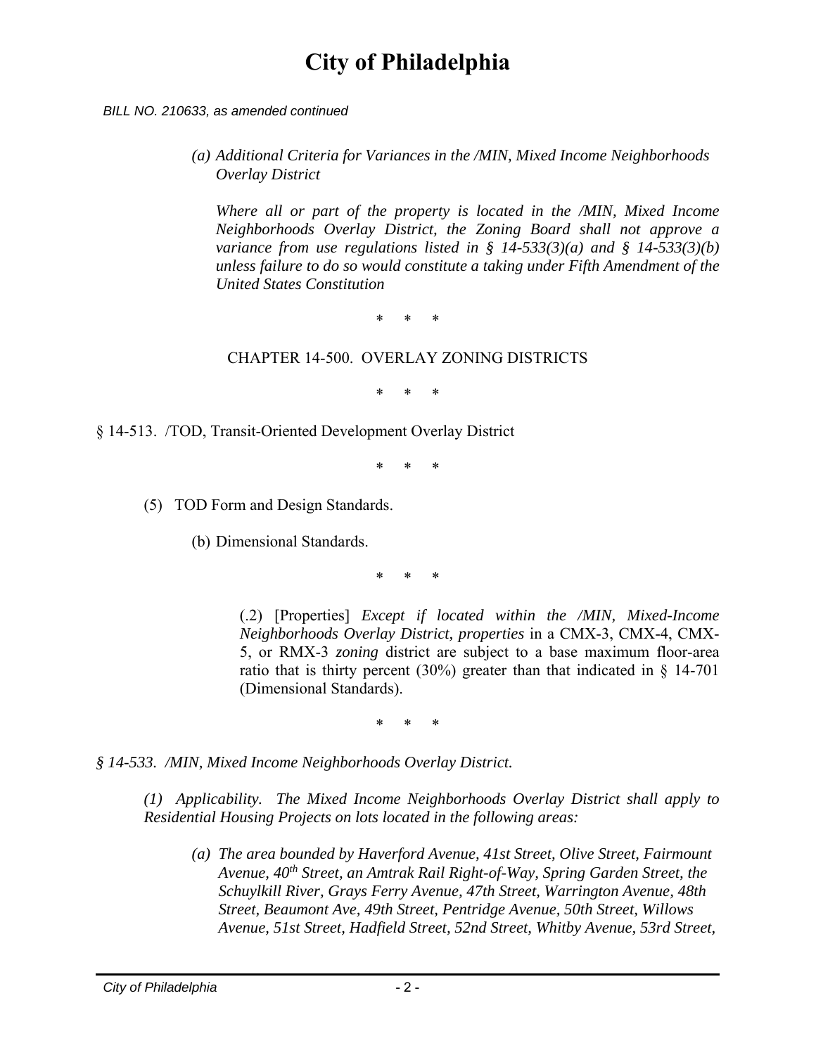*BILL NO. 210633, as amended continued*

*(a) Additional Criteria for Variances in the /MIN, Mixed Income Neighborhoods Overlay District*

*Where all or part of the property is located in the /MIN, Mixed Income Neighborhoods Overlay District, the Zoning Board shall not approve a variance from use regulations listed in § 14-533(3)(a) and § 14-533(3)(b) unless failure to do so would constitute a taking under Fifth Amendment of the United States Constitution*

\* \* \*

CHAPTER 14-500. OVERLAY ZONING DISTRICTS

\* \* \*

§ 14-513. /TOD, Transit-Oriented Development Overlay District

\* \* \*

(5) TOD Form and Design Standards.

(b) Dimensional Standards.

\* \* \*

(.2) [Properties] *Except if located within the /MIN, Mixed-Income Neighborhoods Overlay District, properties* in a CMX-3, CMX-4, CMX-5, or RMX-3 *zoning* district are subject to a base maximum floor-area ratio that is thirty percent (30%) greater than that indicated in § 14-701 (Dimensional Standards).

\* \* \*

*§ 14-533. /MIN, Mixed Income Neighborhoods Overlay District.*

*(1) Applicability. The Mixed Income Neighborhoods Overlay District shall apply to Residential Housing Projects on lots located in the following areas:*

*(a) The area bounded by Haverford Avenue, 41st Street, Olive Street, Fairmount Avenue, 40th Street, an Amtrak Rail Right-of-Way, Spring Garden Street, the Schuylkill River, Grays Ferry Avenue, 47th Street, Warrington Avenue, 48th Street, Beaumont Ave, 49th Street, Pentridge Avenue, 50th Street, Willows Avenue, 51st Street, Hadfield Street, 52nd Street, Whitby Avenue, 53rd Street,*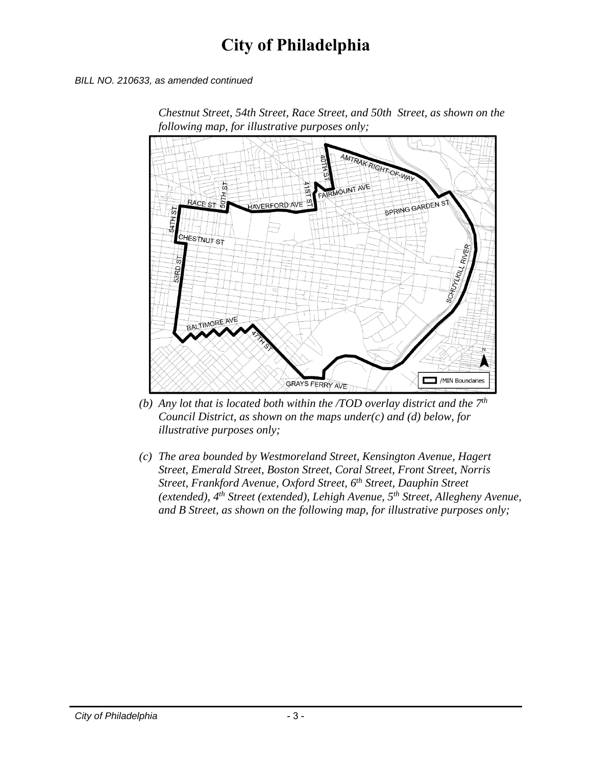# City of Philadelphia

*BILL NO. 210633, as amended continued*

*Chestnut Street, 54th Street, Race Street, and 50th Street, as shown on the following map, for illustrative purposes only;*

*(b) Any lot that is located both within the /TOD overlay district and the 7th Council District, as shown on the maps under(c) and (d) below, for illustrative purposes only;*

*(c) The area bounded by Westmoreland Street, Kensington Avenue, Hagert Street, Emerald Street, Boston Street, Coral Street, Front Street, Norris Street, Frankford Avenue, Oxford Street, 6th Street, Dauphin Street (extended), 4th Street (extended), Lehigh Avenue, 5th Street, Allegheny Avenue, and B Street, as shown on the following map, for illustrative purposes only;*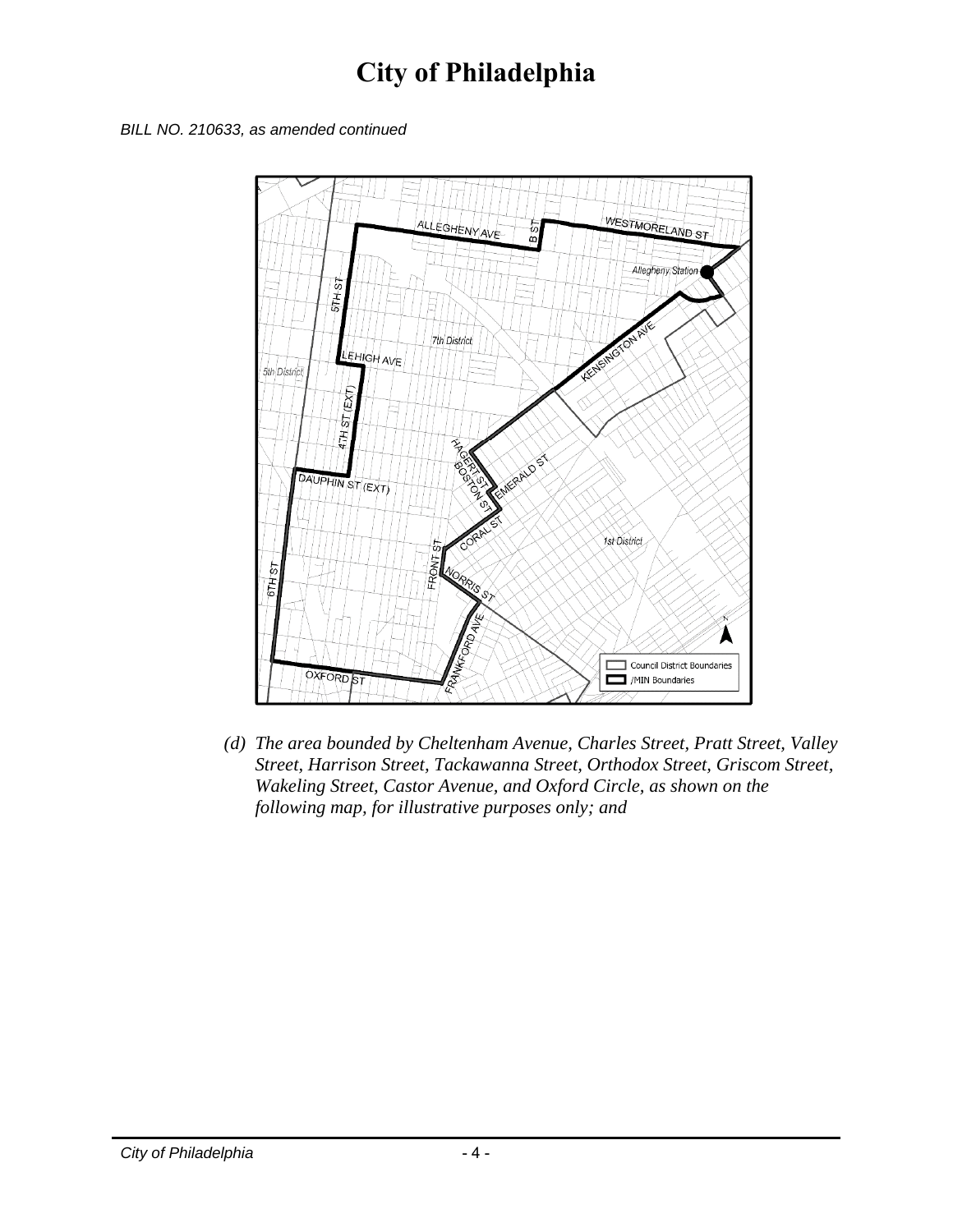*BILL NO. 210633, as amended continued*

*(d) The area bounded by Cheltenham Avenue, Charles Street, Pratt Street, Valley Street, Harrison Street, Tackawanna Street, Orthodox Street, Griscom Street, Wakeling Street, Castor Avenue, and Oxford Circle, as shown on the following map, for illustrative purposes only; and*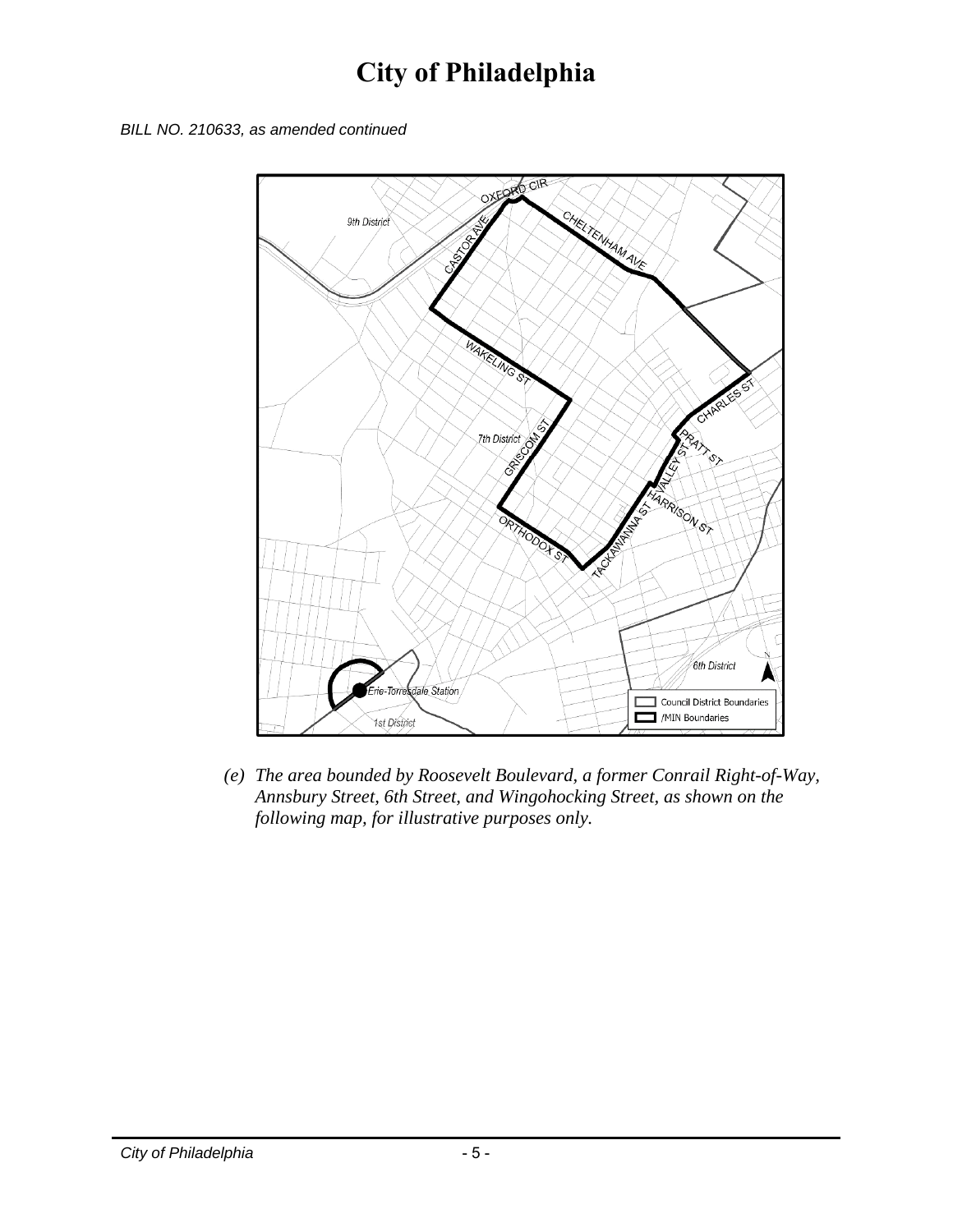*BILL NO. 210633, as amended continued*

*(e) The area bounded by Roosevelt Boulevard, a former Conrail Right-of-Way, Annsbury Street, 6th Street, and Wingohocking Street, as shown on the following map, for illustrative purposes only.*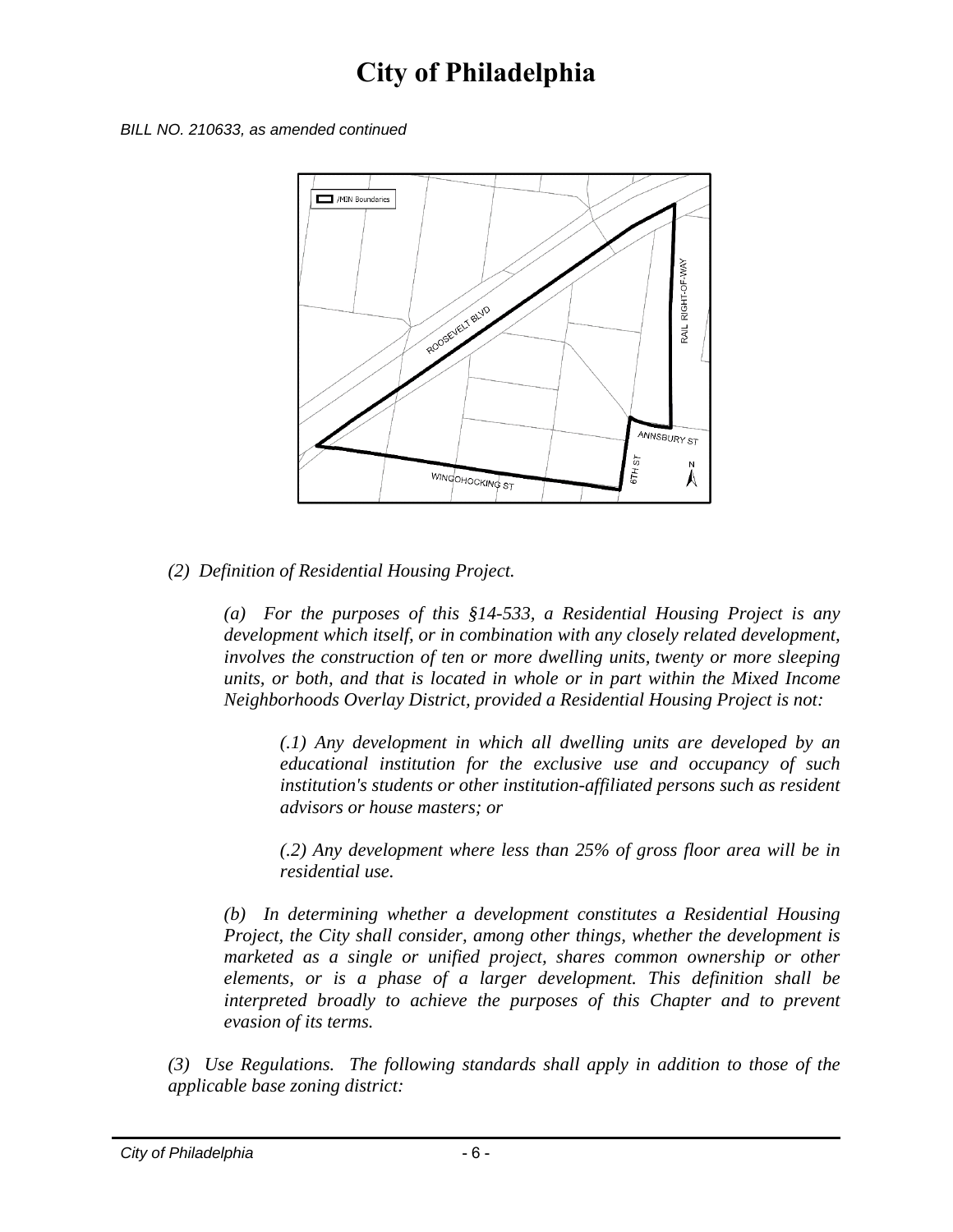# City of Philadelphia

*BILL NO. 210633, as amended continued*

*(2) Definition of Residential Housing Project.*

*(a) For the purposes of this §14-533, a Residential Housing Project is any development which itself, or in combination with any closely related development, involves the construction of ten or more dwelling units, twenty or more sleeping units, or both, and that is located in whole or in part within the Mixed Income Neighborhoods Overlay District, provided a Residential Housing Project is not:*

*(.1) Any development in which all dwelling units are developed by an educational institution for the exclusive use and occupancy of such institution's students or other institution-affiliated persons such as resident advisors or house masters; or*

*(.2) Any development where less than 25% of gross floor area will be in residential use.*

*(b) In determining whether a development constitutes a Residential Housing Project, the City shall consider, among other things, whether the development is marketed as a single or unified project, shares common ownership or other elements, or is a phase of a larger development. This definition shall be interpreted broadly to achieve the purposes of this Chapter and to prevent evasion of its terms.*

*(3) Use Regulations. The following standards shall apply in addition to those of the applicable base zoning district:*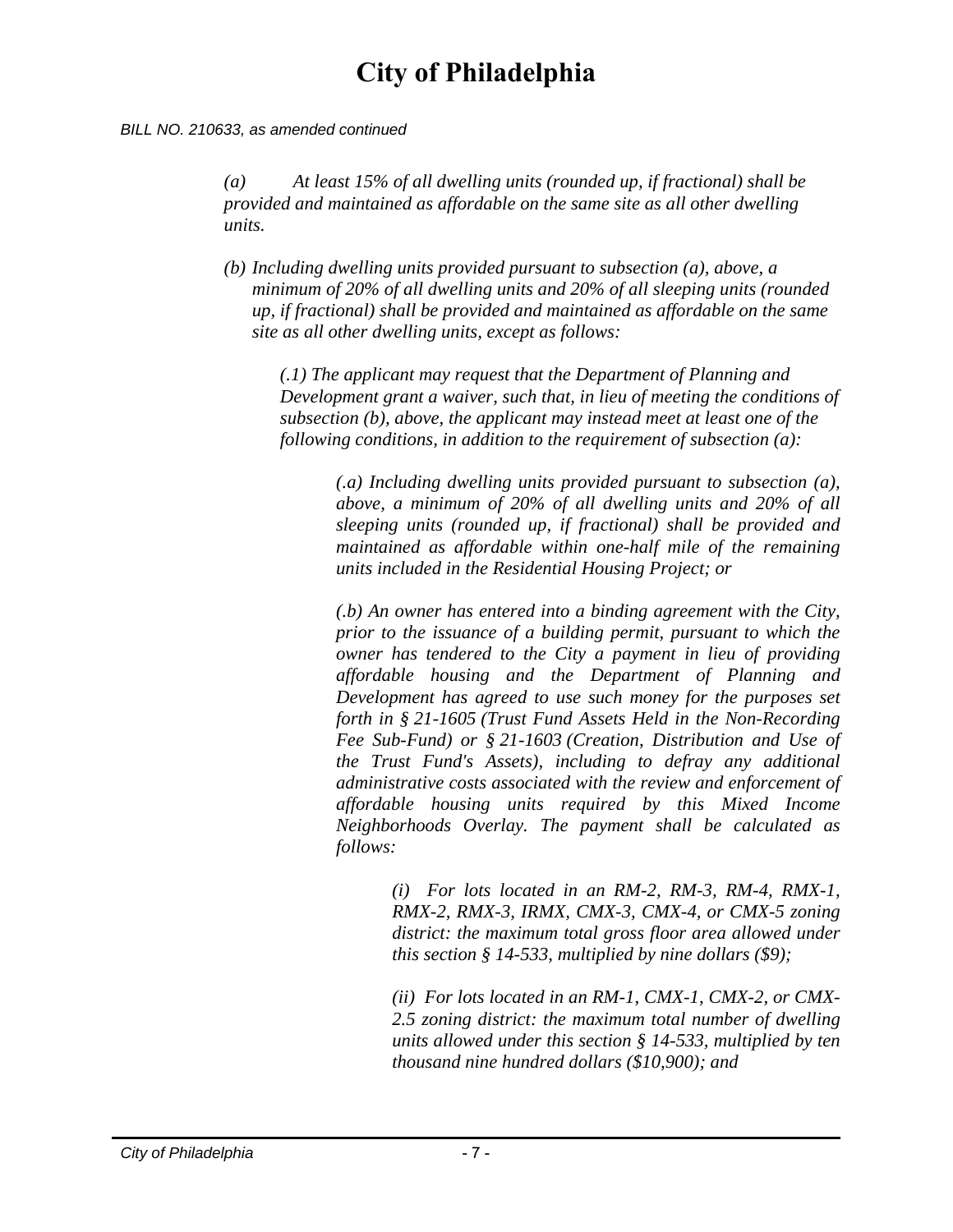*(a) At least 15% of all dwelling units (rounded up, if fractional) shall be provided and maintained as affordable on the same site as all other dwelling units.*

*(b) Including dwelling units provided pursuant to subsection (a), above, a minimum of 20% of all dwelling units and 20% of all sleeping units (rounded up, if fractional) shall be provided and maintained as affordable on the same site as all other dwelling units, except as follows:*

*(.1) The applicant may request that the Department of Planning and Development grant a waiver, such that, in lieu of meeting the conditions of subsection (b), above, the applicant may instead meet at least one of the following conditions, in addition to the requirement of subsection (a):*

*(.a) Including dwelling units provided pursuant to subsection (a), above, a minimum of 20% of all dwelling units and 20% of all sleeping units (rounded up, if fractional) shall be provided and maintained as affordable within one-half mile of the remaining units included in the Residential Housing Project; or*

*(.b) An owner has entered into a binding agreement with the City, prior to the issuance of a building permit, pursuant to which the owner has tendered to the City a payment in lieu of providing affordable housing and the Department of Planning and Development has agreed to use such money for the purposes set forth in § 21-1605 (Trust Fund Assets Held in the Non-Recording Fee Sub-Fund) or § 21-1603 (Creation, Distribution and Use of the Trust Fund's Assets), including to defray any additional administrative costs associated with the review and enforcement of affordable housing units required by this Mixed Income Neighborhoods Overlay. The payment shall be calculated as follows:*

*(i) For lots located in an RM-2, RM-3, RM-4, RMX-1, RMX-2, RMX-3, IRMX, CMX-3, CMX-4, or CMX-5 zoning district: the maximum total gross floor area allowed under this section § 14-533, multiplied by nine dollars ($9);*

*(ii) For lots located in an RM-1, CMX-1, CMX-2, or CMX-2.5 zoning district: the maximum total number of dwelling units allowed under this section § 14-533, multiplied by ten thousand nine hundred dollars ($10,900); and*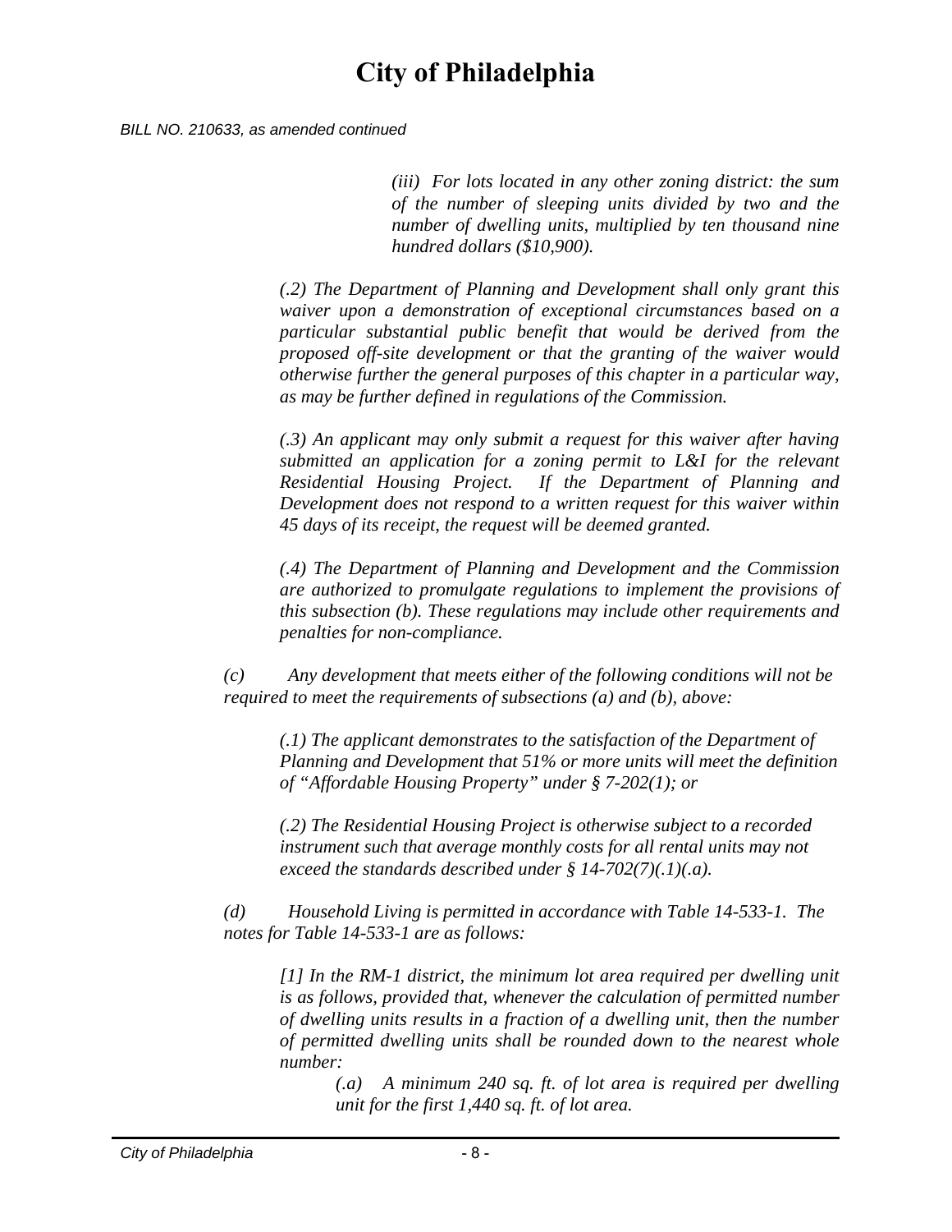BILL NO. 210633, as amended continued

*(iii) For lots located in any other zoning district: the sum of the number of sleeping units divided by two and the number of dwelling units, multiplied by ten thousand nine hundred dollars ($10,900).*

*(.2) The Department of Planning and Development shall only grant this waiver upon a demonstration of exceptional circumstances based on a particular substantial public benefit that would be derived from the proposed off-site development or that the granting of the waiver would otherwise further the general purposes of this chapter in a particular way, as may be further defined in regulations of the Commission.*

*(.3) An applicant may only submit a request for this waiver after having submitted an application for a zoning permit to L&I for the relevant Residential Housing Project. If the Department of Planning and Development does not respond to a written request for this waiver within 45 days of its receipt, the request will be deemed granted.*

*(.4) The Department of Planning and Development and the Commission are authorized to promulgate regulations to implement the provisions of this subsection (b). These regulations may include other requirements and penalties for non-compliance.*

*(c) Any development that meets either of the following conditions will not be required to meet the requirements of subsections (a) and (b), above:*

*(.1) The applicant demonstrates to the satisfaction of the Department of Planning and Development that 51% or more units will meet the definition of "Affordable Housing Property" under § 7-202(1); or*

*(.2) The Residential Housing Project is otherwise subject to a recorded instrument such that average monthly costs for all rental units may not exceed the standards described under § 14-702(7)(.1)(.a).*

*(d) Household Living is permitted in accordance with Table 14-533-1. The notes for Table 14-533-1 are as follows:*

*[1] In the RM-1 district, the minimum lot area required per dwelling unit is as follows, provided that, whenever the calculation of permitted number of dwelling units results in a fraction of a dwelling unit, then the number of permitted dwelling units shall be rounded down to the nearest whole number:*

*(.a) A minimum 240 sq. ft. of lot area is required per dwelling unit for the first 1,440 sq. ft. of lot area.*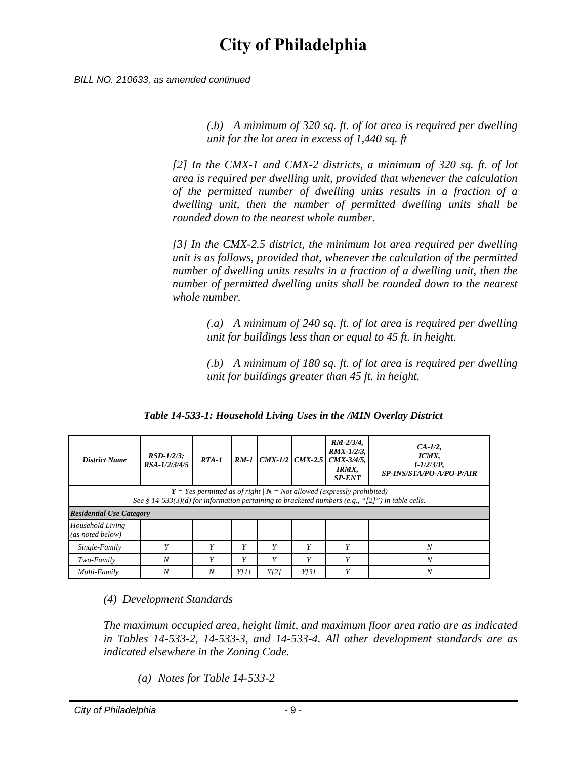*BILL NO. 210633, as amended continued*

*(.b) A minimum of 320 sq. ft. of lot area is required per dwelling unit for the lot area in excess of 1,440 sq. ft*

*[2] In the CMX-1 and CMX-2 districts, a minimum of 320 sq. ft. of lot area is required per dwelling unit, provided that whenever the calculation of the permitted number of dwelling units results in a fraction of a dwelling unit, then the number of permitted dwelling units shall be rounded down to the nearest whole number.*

*[3] In the CMX-2.5 district, the minimum lot area required per dwelling unit is as follows, provided that, whenever the calculation of the permitted number of dwelling units results in a fraction of a dwelling unit, then the number of permitted dwelling units shall be rounded down to the nearest whole number.*

*(.a) A minimum of 240 sq. ft. of lot area is required per dwelling unit for buildings less than or equal to 45 ft. in height.*

*(.b) A minimum of 180 sq. ft. of lot area is required per dwelling unit for buildings greater than 45 ft. in height.*

***Table 14-533-1: Household Living Uses in the /MIN Overlay District***

| ***District Name*** | ***RSD-1/2/3; RSA-1/2/3/4/5*** | ***RTA-1*** | ***RM-1*** | ***CMX-1/2*** | ***CMX-2.5*** | ***RM-2/3/4, RMX-1/2/3, CMX-3/4/5, IRMX, SP-ENT*** | ***CA-1/2, ICMX, I-1/2/3/P, SP-INS/STA/PO-A/PO-P/AIR*** |
|---|---|---|---|---|---|---|---|
| ***Y** = Yes permitted as of right \| **N** = Not allowed (expressly prohibited) See § 14-533(3)(d) for information pertaining to bracketed numbers (e.g., "[2]") in table cells.* | | | | | | | |
| ***Residential Use Category*** | | | | | | | |
| *Household Living (as noted below)* | | | | | | | |
| *Single-Family* | *Y* | *Y* | *Y* | *Y* | *Y* | *Y* | *N* |
| *Two-Family* | *N* | *Y* | *Y* | *Y* | *Y* | *Y* | *N* |
| *Multi-Family* | *N* | *N* | *Y[1]* | *Y[2]* | *Y[3]* | *Y* | *N* |

*(4) Development Standards*

*The maximum occupied area, height limit, and maximum floor area ratio are as indicated in Tables 14-533-2, 14-533-3, and 14-533-4. All other development standards are as indicated elsewhere in the Zoning Code.*

*(a) Notes for Table 14-533-2*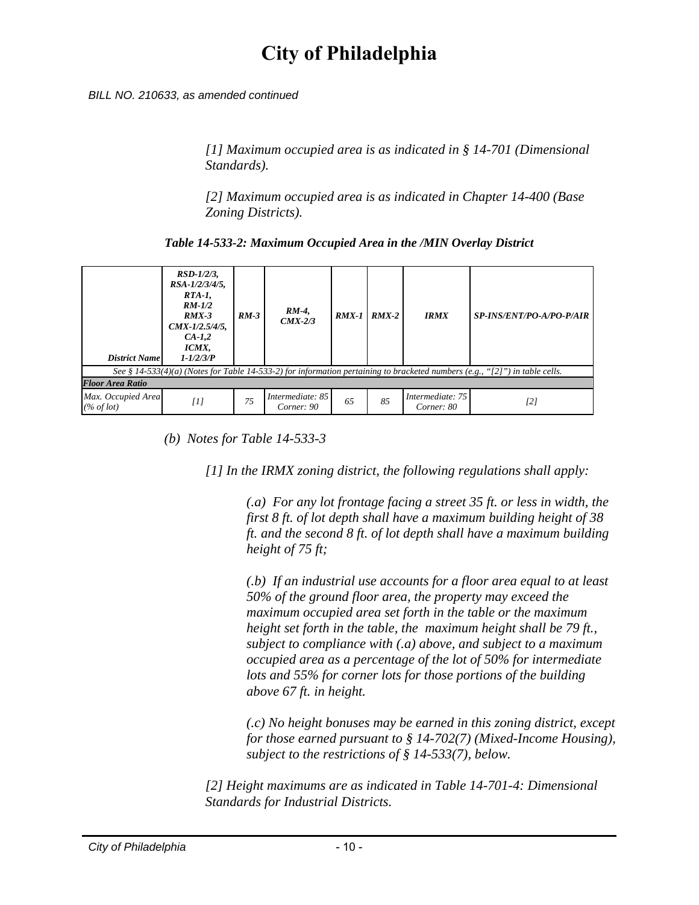*BILL NO. 210633, as amended continued*

*[1] Maximum occupied area is as indicated in § 14-701 (Dimensional Standards).*

*[2] Maximum occupied area is as indicated in Chapter 14-400 (Base Zoning Districts).*

***Table 14-533-2: Maximum Occupied Area in the /MIN Overlay District***

| ***District Name*** | ***RSD-1/2/3, RSA-1/2/3/4/5, RTA-1, RM-1/2 RMX-3 CMX-1/2.5/4/5, CA-1,2 ICMX, I-1/2/3/P*** | ***RM-3*** | ***RM-4, CMX-2/3*** | ***RMX-1*** | ***RMX-2*** | ***IRMX*** | ***SP-INS/ENT/PO-A/PO-P/AIR*** |
|---|---|---|---|---|---|---|---|
| *See § 14-533(4)(a) (Notes for Table 14-533-2) for information pertaining to bracketed numbers (e.g., "[2]") in table cells.* | | | | | | | |
| ***Floor Area Ratio*** | | | | | | | |
| *Max. Occupied Area (% of lot)* | *[1]* | *75* | *Intermediate: 85 Corner: 90* | *65* | *85* | *Intermediate: 75 Corner: 80* | *[2]* |

*(b) Notes for Table 14-533-3*

*[1] In the IRMX zoning district, the following regulations shall apply:*

*(.a) For any lot frontage facing a street 35 ft. or less in width, the first 8 ft. of lot depth shall have a maximum building height of 38 ft. and the second 8 ft. of lot depth shall have a maximum building height of 75 ft;*

*(.b) If an industrial use accounts for a floor area equal to at least 50% of the ground floor area, the property may exceed the maximum occupied area set forth in the table or the maximum height set forth in the table, the maximum height shall be 79 ft., subject to compliance with (.a) above, and subject to a maximum occupied area as a percentage of the lot of 50% for intermediate lots and 55% for corner lots for those portions of the building above 67 ft. in height.*

*(.c) No height bonuses may be earned in this zoning district, except for those earned pursuant to § 14-702(7) (Mixed-Income Housing), subject to the restrictions of § 14-533(7), below.*

*[2] Height maximums are as indicated in Table 14-701-4: Dimensional Standards for Industrial Districts.*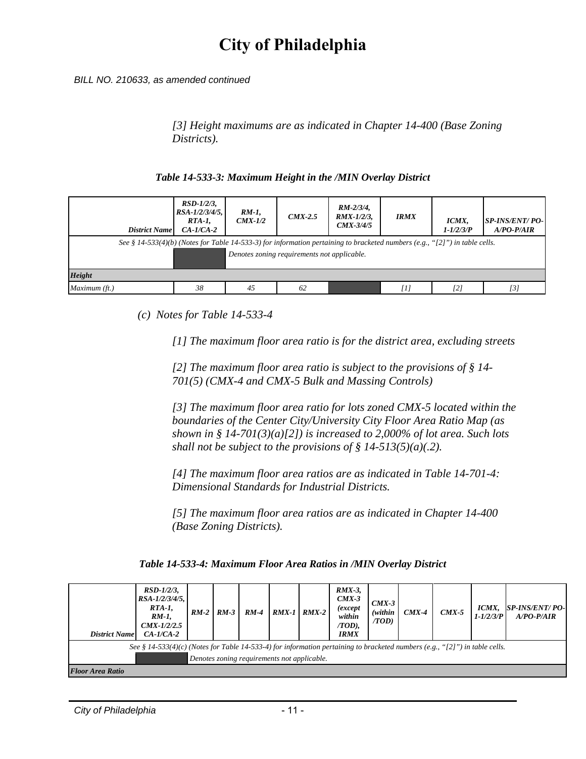# City of Philadelphia

*BILL NO. 210633, as amended continued*

*[3] Height maximums are as indicated in Chapter 14-400 (Base Zoning Districts).*

***Table 14-533-3: Maximum Height in the /MIN Overlay District***

| *District Name* | *RSD-1/2/3, RSA-1/2/3/4/5, RTA-1, CA-1/CA-2* | *RM-1, CMX-1/2* | *CMX-2.5* | *RM-2/3/4, RMX-1/2/3, CMX-3/4/5* | *IRMX* | *ICMX, I-1/2/3/P* | *SP-INS/ENT/ PO-A/PO-P/AIR* |
|---|---|---|---|---|---|---|---|
| *See § 14-533(4)(b) (Notes for Table 14-533-3) for information pertaining to bracketed numbers (e.g., "[2]") in table cells.* | | | | | | | |
| | ■ | *Denotes zoning requirements not applicable.* | | | | | |
| ***Height*** | | | | | | | |
| *Maximum (ft.)* | *38* | *45* | *62* | ■ | *[1]* | *[2]* | *[3]* |

*(c) Notes for Table 14-533-4*

*[1] The maximum floor area ratio is for the district area, excluding streets*

*[2] The maximum floor area ratio is subject to the provisions of § 14-701(5) (CMX-4 and CMX-5 Bulk and Massing Controls)*

*[3] The maximum floor area ratio for lots zoned CMX-5 located within the boundaries of the Center City/University City Floor Area Ratio Map (as shown in § 14-701(3)(a)[2]) is increased to 2,000% of lot area. Such lots shall not be subject to the provisions of § 14-513(5)(a)(.2).*

*[4] The maximum floor area ratios are as indicated in Table 14-701-4: Dimensional Standards for Industrial Districts.*

*[5] The maximum floor area ratios are as indicated in Chapter 14-400 (Base Zoning Districts).*

***Table 14-533-4: Maximum Floor Area Ratios in /MIN Overlay District***

| *District Name* | *RSD-1/2/3, RSA-1/2/3/4/5, RTA-1, RM-1, CMX-1/2/2.5 CA-1/CA-2* | *RM-2* | *RM-3* | *RM-4* | *RMX-1* | *RMX-2* | *RMX-3, CMX-3 (except within /TOD), IRMX* | *CMX-3 (within /TOD)* | *CMX-4* | *CMX-5* | *ICMX, I-1/2/3/P* | *SP-INS/ENT/ PO-A/PO-P/AIR* |
|---|---|---|---|---|---|---|---|---|---|---|---|---|
| *See § 14-533(4)(c) (Notes for Table 14-533-4) for information pertaining to bracketed numbers (e.g., "[2]") in table cells.* | | | | | | | | | | | | |
| | ■ | *Denotes zoning requirements not applicable.* | | | | | | | | | | |
| ***Floor Area Ratio*** | | | | | | | | | | | | |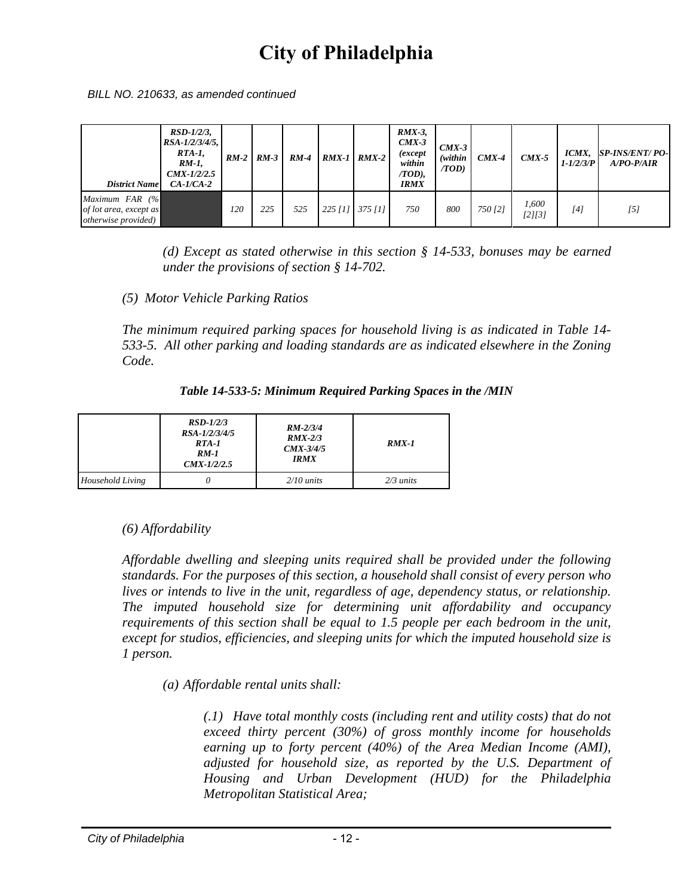BILL NO. 210633, as amended continued

| *District Name* | *RSD-1/2/3, RSA-1/2/3/4/5, RTA-1, RM-1, CMX-1/2/2.5 CA-1/CA-2* | *RM-2* | *RM-3* | *RM-4* | *RMX-1* | *RMX-2* | *RMX-3, CMX-3 (except within /TOD), IRMX* | *CMX-3 (within /TOD)* | *CMX-4* | *CMX-5* | *ICMX, I-1/2/3/P* | *SP-INS/ENT/ PO-A/PO-P/AIR* |
|---|---|---|---|---|---|---|---|---|---|---|---|---|
| *Maximum FAR (% of lot area, except as otherwise provided)* | | *120* | *225* | *525* | *225 [1]* | *375 [1]* | *750* | *800* | *750 [2]* | *1,600 [2][3]* | *[4]* | *[5]* |

*(d) Except as stated otherwise in this section § 14-533, bonuses may be earned under the provisions of section § 14-702.*

*(5) Motor Vehicle Parking Ratios*

*The minimum required parking spaces for household living is as indicated in Table 14-533-5. All other parking and loading standards are as indicated elsewhere in the Zoning Code.*

***Table 14-533-5: Minimum Required Parking Spaces in the /MIN***

| | *RSD-1/2/3 RSA-1/2/3/4/5 RTA-1 RM-1 CMX-1/2/2.5* | *RM-2/3/4 RMX-2/3 CMX-3/4/5 IRMX* | *RMX-1* |
|---|---|---|---|
| *Household Living* | *0* | *2/10 units* | *2/3 units* |

*(6) Affordability*

*Affordable dwelling and sleeping units required shall be provided under the following standards. For the purposes of this section, a household shall consist of every person who lives or intends to live in the unit, regardless of age, dependency status, or relationship. The imputed household size for determining unit affordability and occupancy requirements of this section shall be equal to 1.5 people per each bedroom in the unit, except for studios, efficiencies, and sleeping units for which the imputed household size is 1 person.*

*(a) Affordable rental units shall:*

*(.1) Have total monthly costs (including rent and utility costs) that do not exceed thirty percent (30%) of gross monthly income for households earning up to forty percent (40%) of the Area Median Income (AMI), adjusted for household size, as reported by the U.S. Department of Housing and Urban Development (HUD) for the Philadelphia Metropolitan Statistical Area;*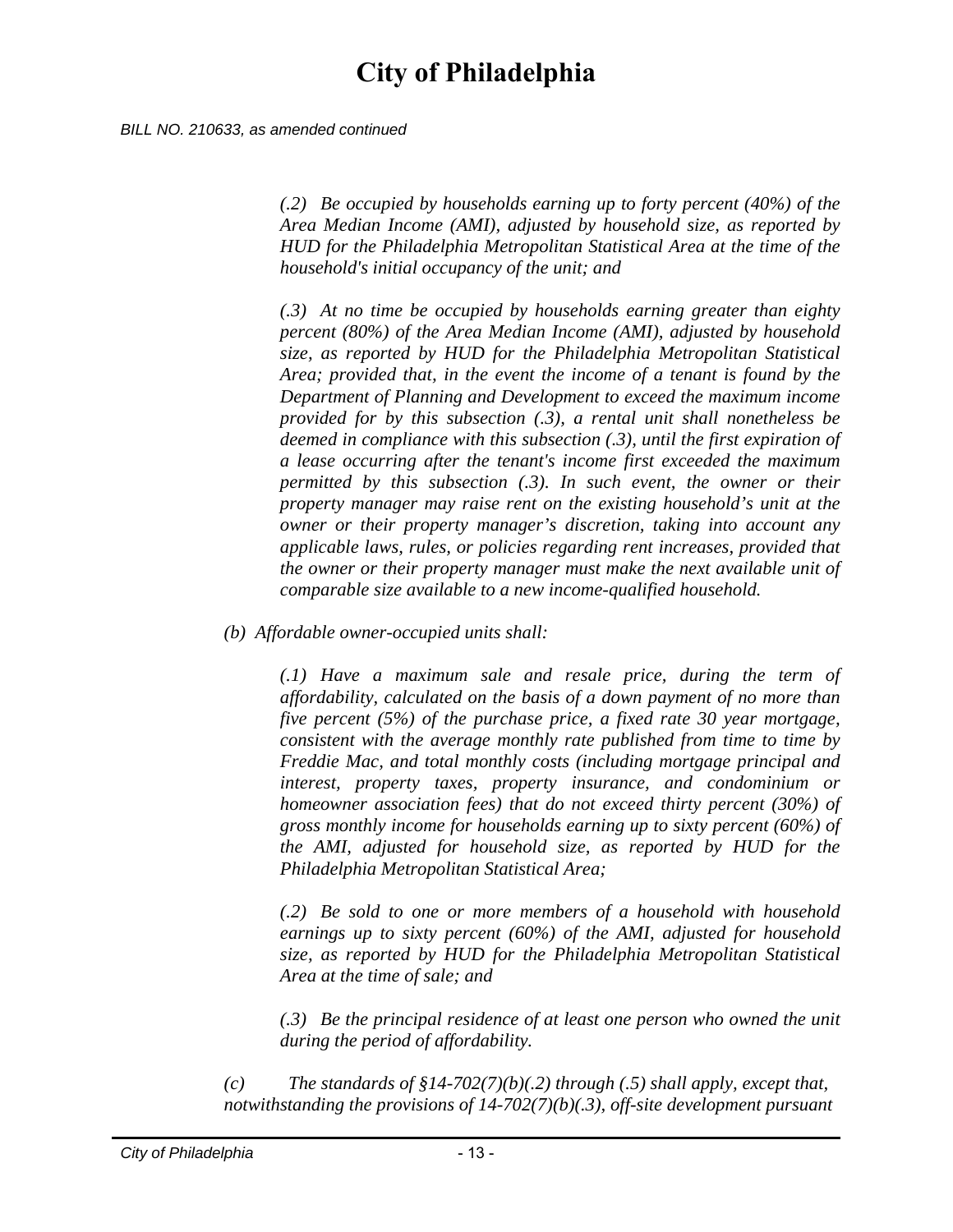*(.2) Be occupied by households earning up to forty percent (40%) of the Area Median Income (AMI), adjusted by household size, as reported by HUD for the Philadelphia Metropolitan Statistical Area at the time of the household's initial occupancy of the unit; and*

*(.3) At no time be occupied by households earning greater than eighty percent (80%) of the Area Median Income (AMI), adjusted by household size, as reported by HUD for the Philadelphia Metropolitan Statistical Area; provided that, in the event the income of a tenant is found by the Department of Planning and Development to exceed the maximum income provided for by this subsection (.3), a rental unit shall nonetheless be deemed in compliance with this subsection (.3), until the first expiration of a lease occurring after the tenant's income first exceeded the maximum permitted by this subsection (.3). In such event, the owner or their property manager may raise rent on the existing household's unit at the owner or their property manager's discretion, taking into account any applicable laws, rules, or policies regarding rent increases, provided that the owner or their property manager must make the next available unit of comparable size available to a new income-qualified household.*

*(b) Affordable owner-occupied units shall:*

*(.1) Have a maximum sale and resale price, during the term of affordability, calculated on the basis of a down payment of no more than five percent (5%) of the purchase price, a fixed rate 30 year mortgage, consistent with the average monthly rate published from time to time by Freddie Mac, and total monthly costs (including mortgage principal and interest, property taxes, property insurance, and condominium or homeowner association fees) that do not exceed thirty percent (30%) of gross monthly income for households earning up to sixty percent (60%) of the AMI, adjusted for household size, as reported by HUD for the Philadelphia Metropolitan Statistical Area;*

*(.2) Be sold to one or more members of a household with household earnings up to sixty percent (60%) of the AMI, adjusted for household size, as reported by HUD for the Philadelphia Metropolitan Statistical Area at the time of sale; and*

*(.3) Be the principal residence of at least one person who owned the unit during the period of affordability.*

*(c) The standards of §14-702(7)(b)(.2) through (.5) shall apply, except that, notwithstanding the provisions of 14-702(7)(b)(.3), off-site development pursuant*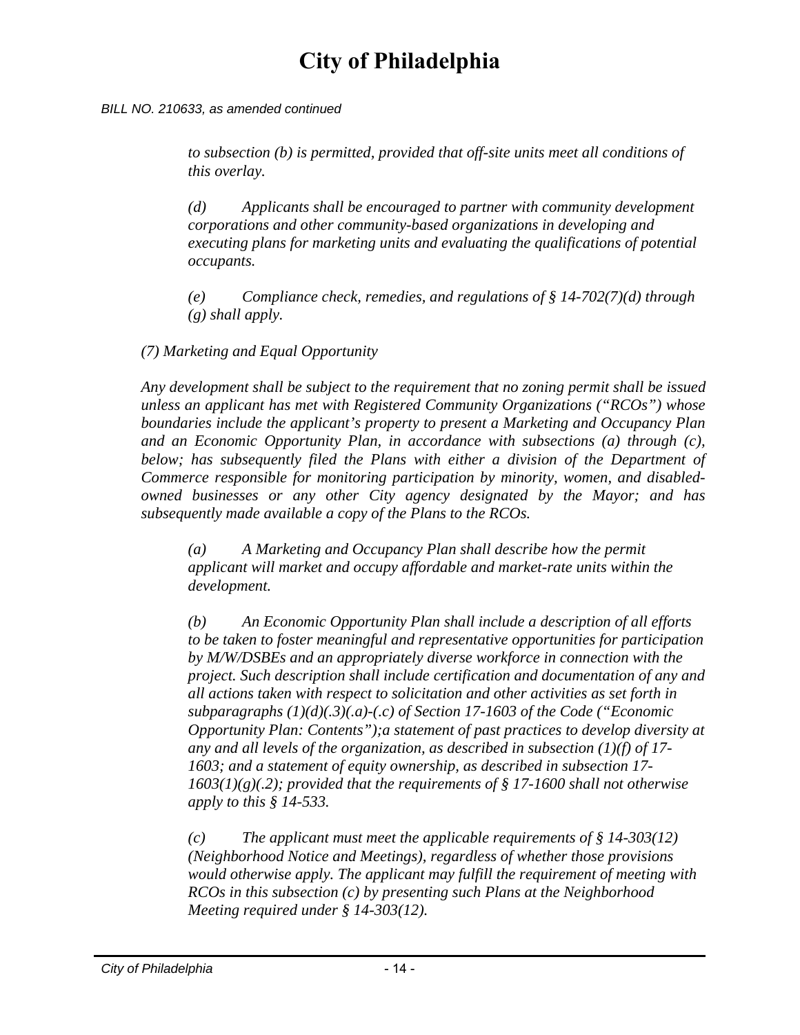*BILL NO. 210633, as amended continued*

*to subsection (b) is permitted, provided that off-site units meet all conditions of this overlay.*

*(d) Applicants shall be encouraged to partner with community development corporations and other community-based organizations in developing and executing plans for marketing units and evaluating the qualifications of potential occupants.*

*(e) Compliance check, remedies, and regulations of § 14-702(7)(d) through (g) shall apply.*

*(7) Marketing and Equal Opportunity*

*Any development shall be subject to the requirement that no zoning permit shall be issued unless an applicant has met with Registered Community Organizations ("RCOs") whose boundaries include the applicant's property to present a Marketing and Occupancy Plan and an Economic Opportunity Plan, in accordance with subsections (a) through (c), below; has subsequently filed the Plans with either a division of the Department of Commerce responsible for monitoring participation by minority, women, and disabled-owned businesses or any other City agency designated by the Mayor; and has subsequently made available a copy of the Plans to the RCOs.*

*(a) A Marketing and Occupancy Plan shall describe how the permit applicant will market and occupy affordable and market-rate units within the development.*

*(b) An Economic Opportunity Plan shall include a description of all efforts to be taken to foster meaningful and representative opportunities for participation by M/W/DSBEs and an appropriately diverse workforce in connection with the project. Such description shall include certification and documentation of any and all actions taken with respect to solicitation and other activities as set forth in subparagraphs (1)(d)(.3)(.a)-(.c) of Section 17-1603 of the Code ("Economic Opportunity Plan: Contents");a statement of past practices to develop diversity at any and all levels of the organization, as described in subsection (1)(f) of 17-1603; and a statement of equity ownership, as described in subsection 17-1603(1)(g)(.2); provided that the requirements of § 17-1600 shall not otherwise apply to this § 14-533.*

*(c) The applicant must meet the applicable requirements of § 14-303(12) (Neighborhood Notice and Meetings), regardless of whether those provisions would otherwise apply. The applicant may fulfill the requirement of meeting with RCOs in this subsection (c) by presenting such Plans at the Neighborhood Meeting required under § 14-303(12).*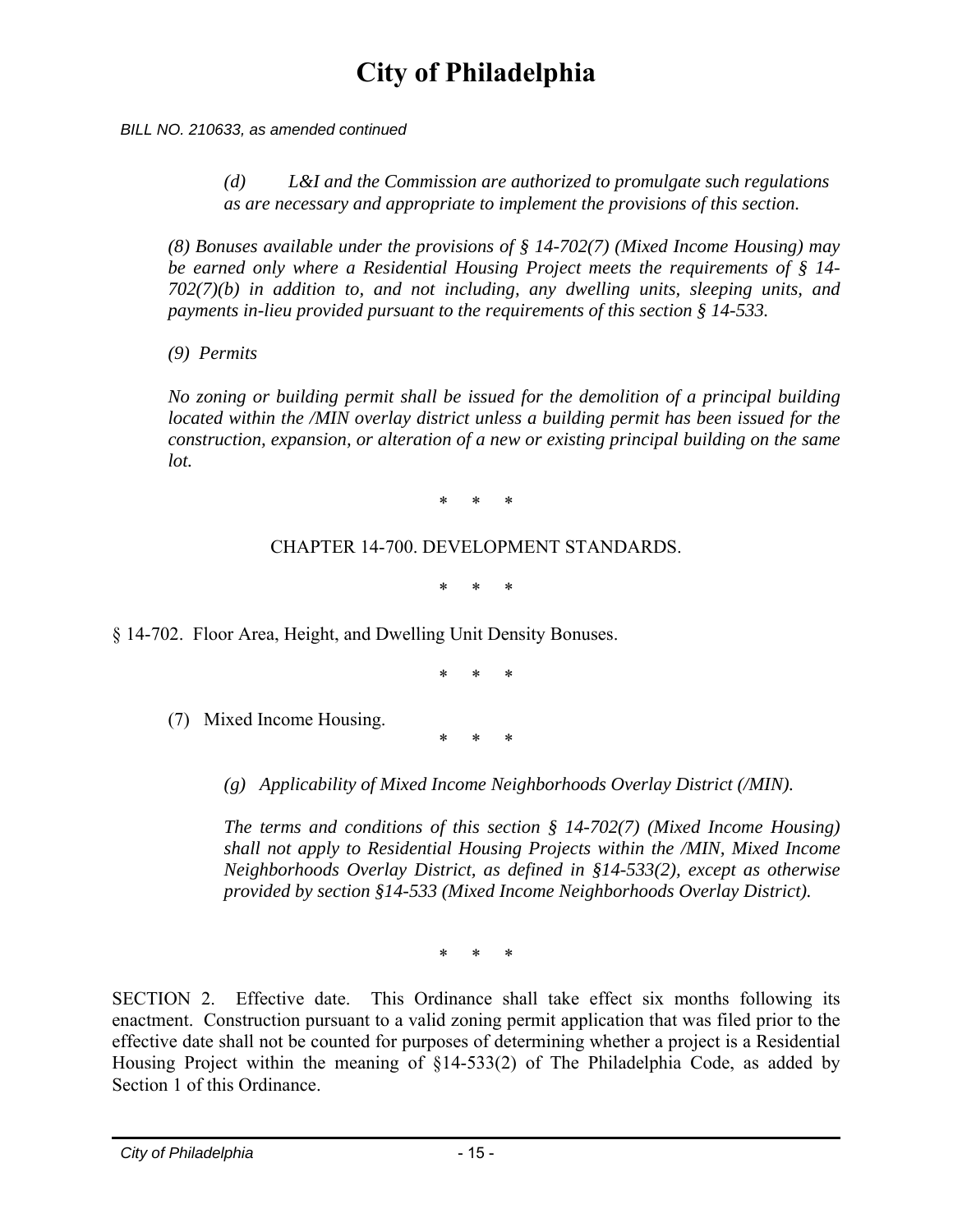*BILL NO. 210633, as amended continued*

*(d) L&I and the Commission are authorized to promulgate such regulations as are necessary and appropriate to implement the provisions of this section.*

*(8) Bonuses available under the provisions of § 14-702(7) (Mixed Income Housing) may be earned only where a Residential Housing Project meets the requirements of § 14-702(7)(b) in addition to, and not including, any dwelling units, sleeping units, and payments in-lieu provided pursuant to the requirements of this section § 14-533.*

*(9) Permits*

*No zoning or building permit shall be issued for the demolition of a principal building located within the /MIN overlay district unless a building permit has been issued for the construction, expansion, or alteration of a new or existing principal building on the same lot.*

\* \* \*

CHAPTER 14-700. DEVELOPMENT STANDARDS.

\* \* \*

§ 14-702. Floor Area, Height, and Dwelling Unit Density Bonuses.

\* \* \*

(7) Mixed Income Housing.

\* \* \*

*(g) Applicability of Mixed Income Neighborhoods Overlay District (/MIN).*

*The terms and conditions of this section § 14-702(7) (Mixed Income Housing) shall not apply to Residential Housing Projects within the /MIN, Mixed Income Neighborhoods Overlay District, as defined in §14-533(2), except as otherwise provided by section §14-533 (Mixed Income Neighborhoods Overlay District).*

\* \* \*

SECTION 2. Effective date. This Ordinance shall take effect six months following its enactment. Construction pursuant to a valid zoning permit application that was filed prior to the effective date shall not be counted for purposes of determining whether a project is a Residential Housing Project within the meaning of §14-533(2) of The Philadelphia Code, as added by Section 1 of this Ordinance.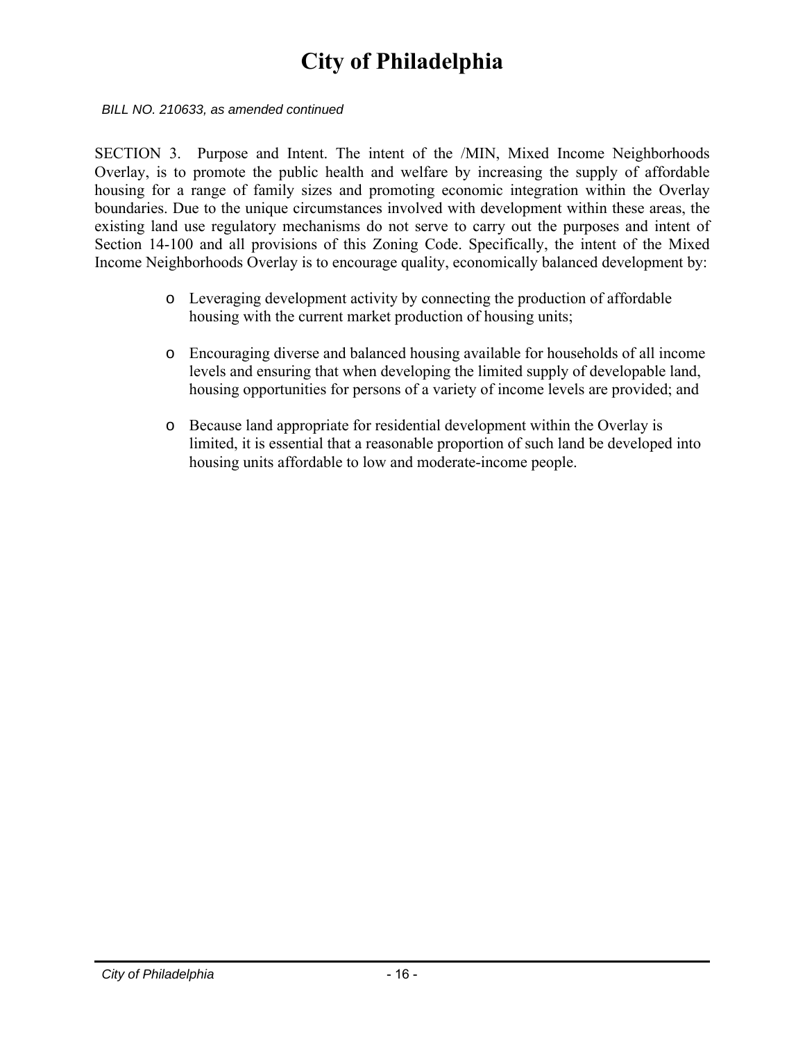*BILL NO. 210633, as amended continued*

SECTION 3. Purpose and Intent. The intent of the /MIN, Mixed Income Neighborhoods Overlay, is to promote the public health and welfare by increasing the supply of affordable housing for a range of family sizes and promoting economic integration within the Overlay boundaries. Due to the unique circumstances involved with development within these areas, the existing land use regulatory mechanisms do not serve to carry out the purposes and intent of Section 14-100 and all provisions of this Zoning Code. Specifically, the intent of the Mixed Income Neighborhoods Overlay is to encourage quality, economically balanced development by:

- Leveraging development activity by connecting the production of affordable housing with the current market production of housing units;
- Encouraging diverse and balanced housing available for households of all income levels and ensuring that when developing the limited supply of developable land, housing opportunities for persons of a variety of income levels are provided; and
- Because land appropriate for residential development within the Overlay is limited, it is essential that a reasonable proportion of such land be developed into housing units affordable to low and moderate-income people.